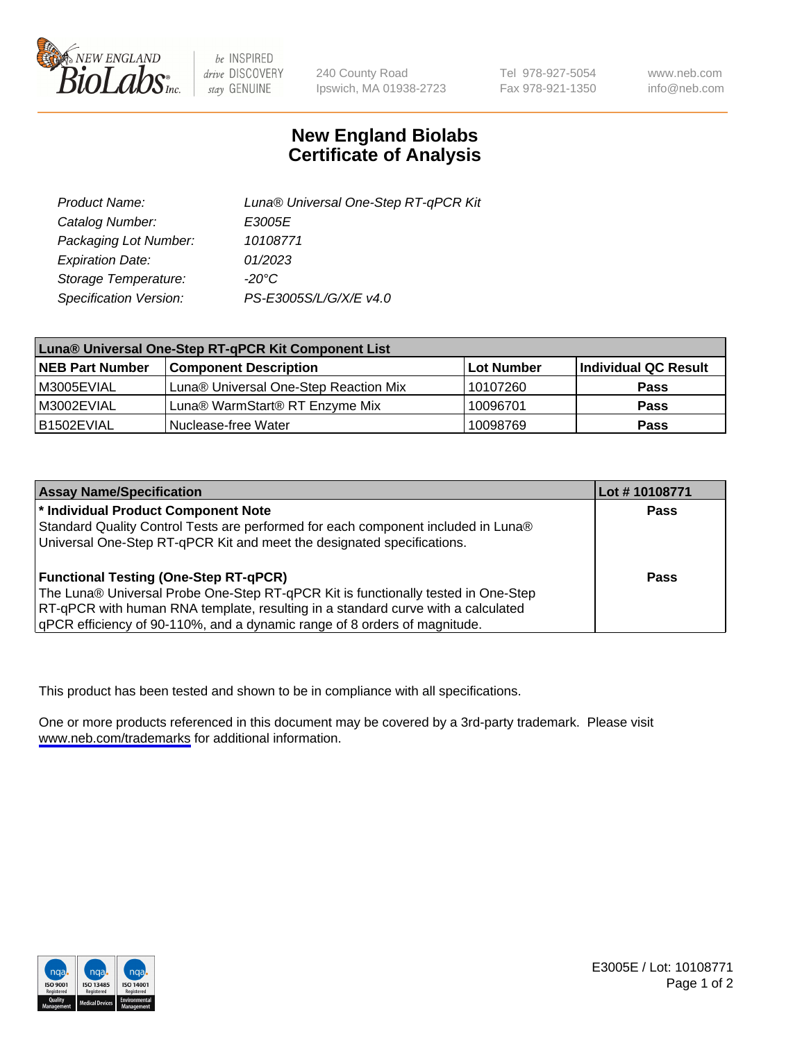New England BioLabs Inc. — be INSPIRED drive DISCOVERY stay GENUINE

240 County Road
Ipswich, MA 01938-2723

Tel 978-927-5054
Fax 978-921-1350

www.neb.com
info@neb.com

# New England Biolabs
# Certificate of Analysis

| | |
|---|---|
| *Product Name:* | *Luna® Universal One-Step RT-qPCR Kit* |
| *Catalog Number:* | *E3005E* |
| *Packaging Lot Number:* | *10108771* |
| *Expiration Date:* | *01/2023* |
| *Storage Temperature:* | *-20°C* |
| *Specification Version:* | *PS-E3005S/L/G/X/E v4.0* |

| **Luna® Universal One-Step RT-qPCR Kit Component List** | | | |
|---|---|---|---|
| **NEB Part Number** | **Component Description** | **Lot Number** | **Individual QC Result** |
| M3005EVIAL | Luna® Universal One-Step Reaction Mix | 10107260 | **Pass** |
| M3002EVIAL | Luna® WarmStart® RT Enzyme Mix | 10096701 | **Pass** |
| B1502EVIAL | Nuclease-free Water | 10098769 | **Pass** |

| **Assay Name/Specification** | **Lot # 10108771** |
|---|---|
| **\* Individual Product Component Note**<br>Standard Quality Control Tests are performed for each component included in Luna® Universal One-Step RT-qPCR Kit and meet the designated specifications. | **Pass** |
| **Functional Testing (One-Step RT-qPCR)**<br>The Luna® Universal Probe One-Step RT-qPCR Kit is functionally tested in One-Step RT-qPCR with human RNA template, resulting in a standard curve with a calculated qPCR efficiency of 90-110%, and a dynamic range of 8 orders of magnitude. | **Pass** |

This product has been tested and shown to be in compliance with all specifications.

One or more products referenced in this document may be covered by a 3rd-party trademark. Please visit www.neb.com/trademarks for additional information.

E3005E / Lot: 10108771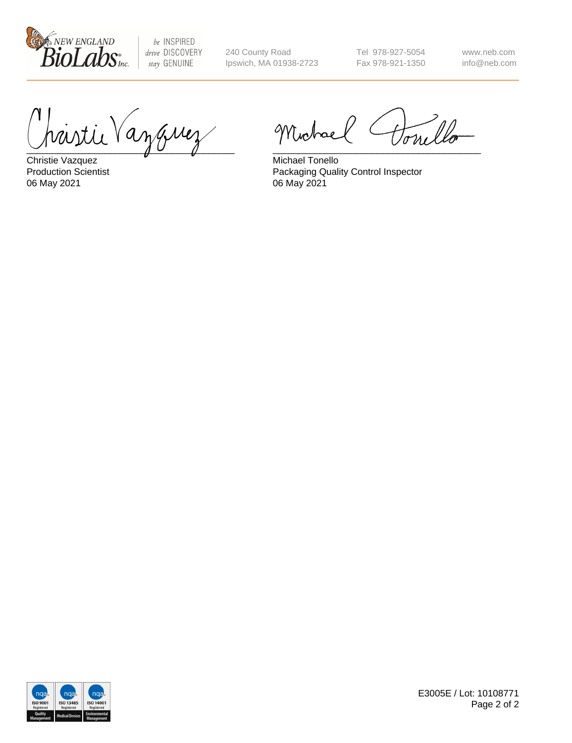Christie Vazquez
Production Scientist
06 May 2021

Michael Tonello
Packaging Quality Control Inspector
06 May 2021

E3005E / Lot: 10108771